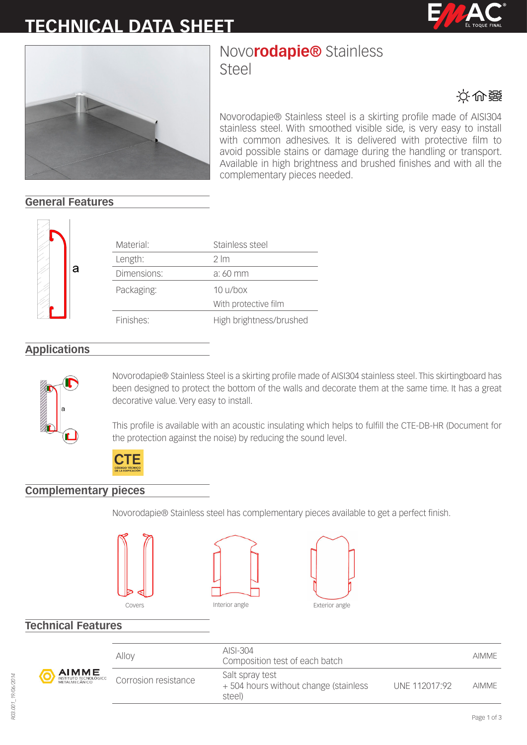# TECHNICAL DATA SHEET

## Novo**rodapie®** Stainless Steel

Novorodapie® Stainless steel is a skirting profile made of AISI304 stainless steel. With smoothed visible side, is very easy to install with common adhesives. It is delivered with protective film to avoid possible stains or damage during the handling or transport. Available in high brightness and brushed finishes and with all the complementary pieces needed.

## General Features

| | |
|---|---|
| Material: | Stainless steel |
| Length: | 2 lm |
| Dimensions: | a: 60 mm |
| Packaging: | 10 u/box<br>With protective film |
| Finishes: | High brightness/brushed |

## Applications

Novorodapie® Stainless Steel is a skirting profile made of AISI304 stainless steel. This skirtingboard has been designed to protect the bottom of the walls and decorate them at the same time. It has a great decorative value. Very easy to install.

This profile is available with an acoustic insulating which helps to fulfill the CTE-DB-HR (Document for the protection against the noise) by reducing the sound level.

## Complementary pieces

Novorodapie® Stainless steel has complementary pieces available to get a perfect finish.

Covers

Interior angle

Exterior angle

## Technical Features

| | | | |
|---|---|---|---|
| Alloy | AISI-304<br>Composition test of each batch | | AIMME |
| Corrosion resistance | Salt spray test<br>+ 504 hours without change (stainless steel) | UNE 112017:92 | AIMME |

R03.001_19/06/2014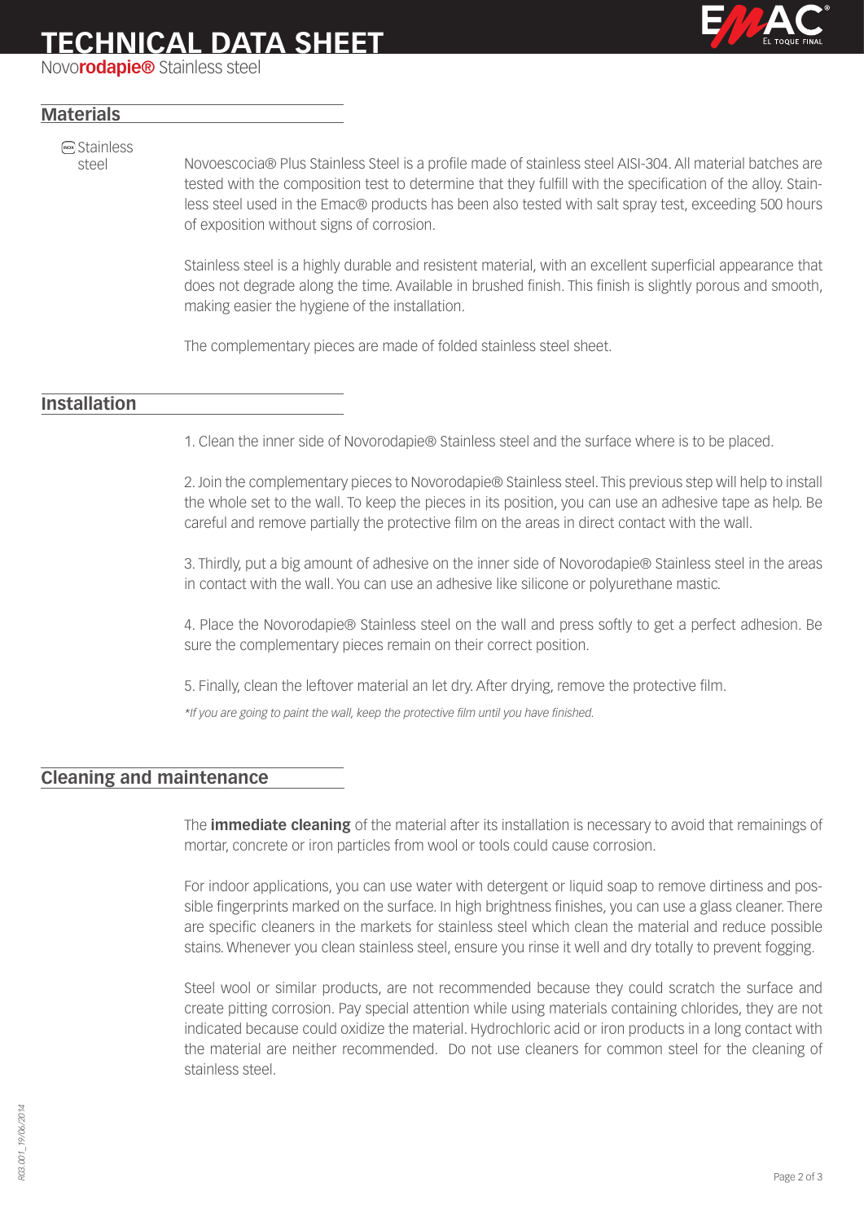# TECHNICAL DATA SHEET

Novo**rodapie®** Stainless steel

## Materials

Stainless steel

Novoescocia® Plus Stainless Steel is a profile made of stainless steel AISI-304. All material batches are tested with the composition test to determine that they fulfill with the specification of the alloy. Stainless steel used in the Emac® products has been also tested with salt spray test, exceeding 500 hours of exposition without signs of corrosion.

Stainless steel is a highly durable and resistent material, with an excellent superficial appearance that does not degrade along the time. Available in brushed finish. This finish is slightly porous and smooth, making easier the hygiene of the installation.

The complementary pieces are made of folded stainless steel sheet.

## Installation

1. Clean the inner side of Novorodapie® Stainless steel and the surface where is to be placed.

2. Join the complementary pieces to Novorodapie® Stainless steel. This previous step will help to install the whole set to the wall. To keep the pieces in its position, you can use an adhesive tape as help. Be careful and remove partially the protective film on the areas in direct contact with the wall.

3. Thirdly, put a big amount of adhesive on the inner side of Novorodapie® Stainless steel in the areas in contact with the wall. You can use an adhesive like silicone or polyurethane mastic.

4. Place the Novorodapie® Stainless steel on the wall and press softly to get a perfect adhesion. Be sure the complementary pieces remain on their correct position.

5. Finally, clean the leftover material an let dry. After drying, remove the protective film.

*\*If you are going to paint the wall, keep the protective film until you have finished.*

## Cleaning and maintenance

The **immediate cleaning** of the material after its installation is necessary to avoid that remainings of mortar, concrete or iron particles from wool or tools could cause corrosion.

For indoor applications, you can use water with detergent or liquid soap to remove dirtiness and possible fingerprints marked on the surface. In high brightness finishes, you can use a glass cleaner. There are specific cleaners in the markets for stainless steel which clean the material and reduce possible stains. Whenever you clean stainless steel, ensure you rinse it well and dry totally to prevent fogging.

Steel wool or similar products, are not recommended because they could scratch the surface and create pitting corrosion. Pay special attention while using materials containing chlorides, they are not indicated because could oxidize the material. Hydrochloric acid or iron products in a long contact with the material are neither recommended. Do not use cleaners for common steel for the cleaning of stainless steel.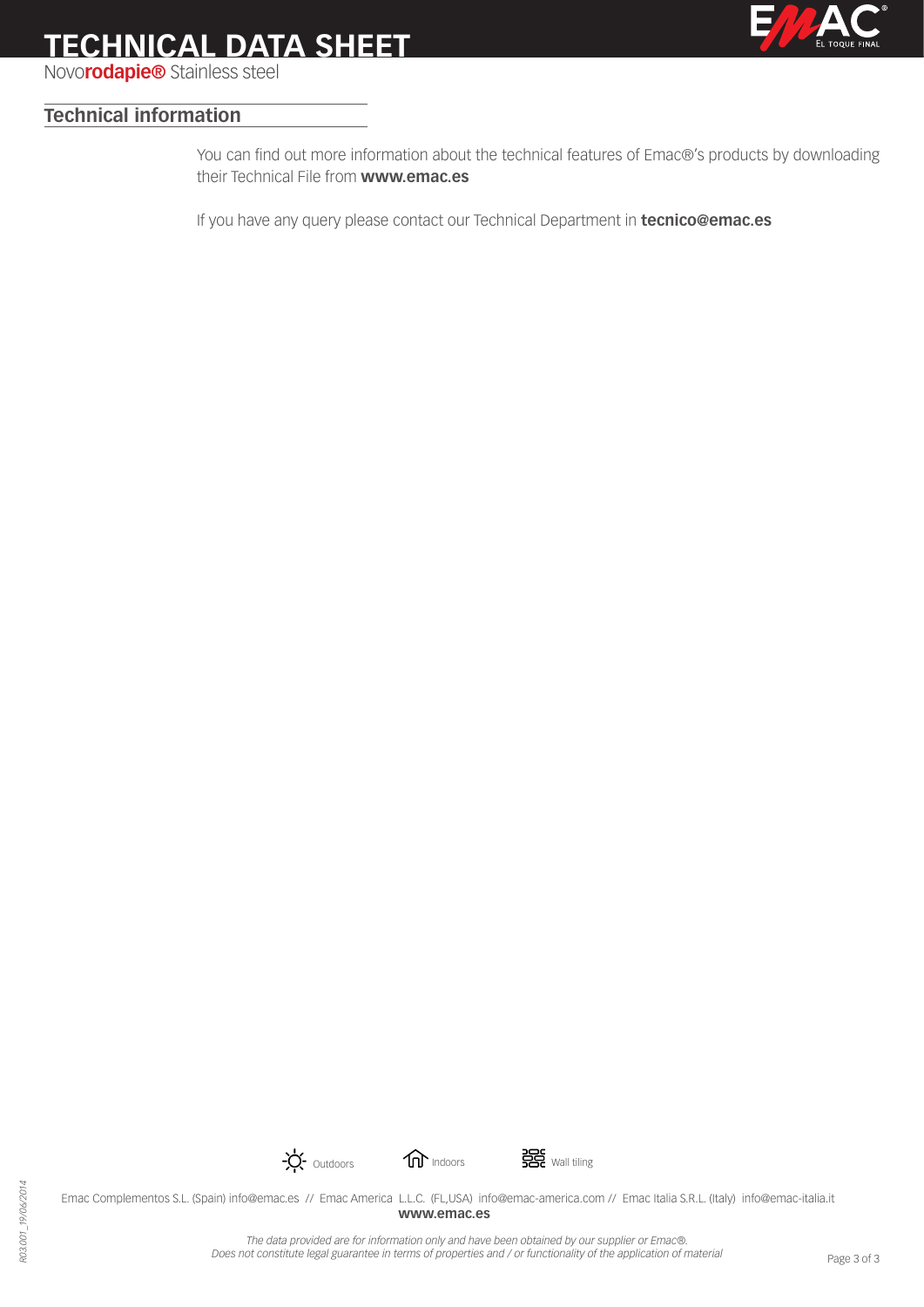## Technical information

You can find out more information about the technical features of Emac®'s products by downloading their Technical File from **www.emac.es**

If you have any query please contact our Technical Department in **tecnico@emac.es**

Outdoors Indoors Wall tiling

Emac Complementos S.L. (Spain) info@emac.es // Emac America L.L.C. (FL,USA) info@emac-america.com // Emac Italia S.R.L. (Italy) info@emac-italia.it
**www.emac.es**

*The data provided are for information only and have been obtained by our supplier or Emac®.*
*Does not constitute legal guarantee in terms of properties and / or functionality of the application of material*